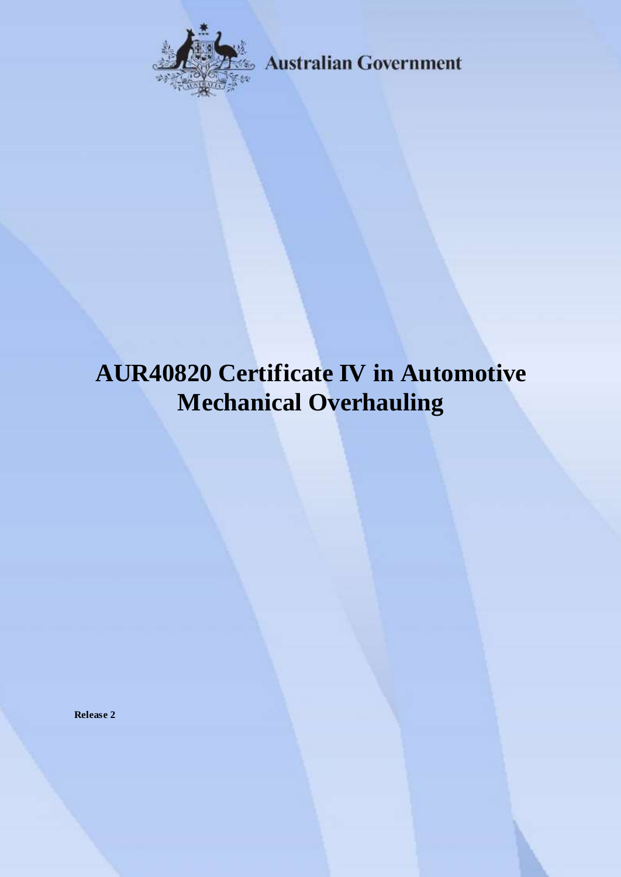Australian Government

# AUR40820 Certificate IV in Automotive Mechanical Overhauling

**Release 2**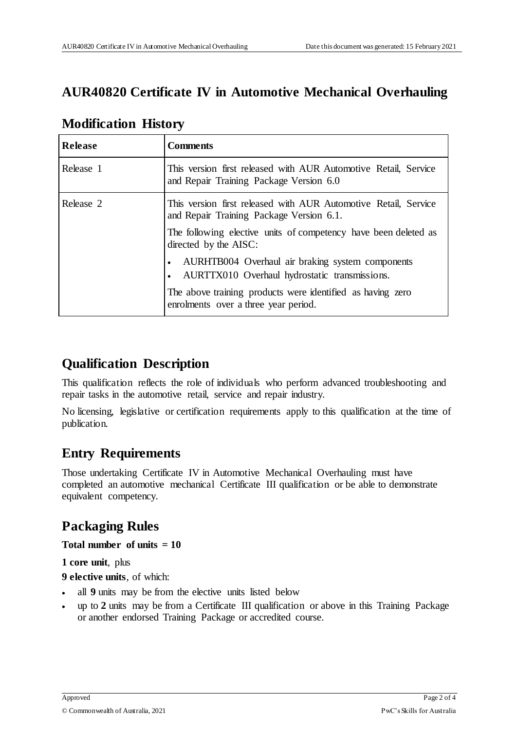# AUR40820 Certificate IV in Automotive Mechanical Overhauling

## Modification History

| Release | Comments |
|---|---|
| Release 1 | This version first released with AUR Automotive Retail, Service and Repair Training Package Version 6.0 |
| Release 2 | This version first released with AUR Automotive Retail, Service and Repair Training Package Version 6.1.<br><br>The following elective units of competency have been deleted as directed by the AISC:<br><br>• AURHTB004 Overhaul air braking system components<br>• AURTTX010 Overhaul hydrostatic transmissions.<br><br>The above training products were identified as having zero enrolments over a three year period. |

## Qualification Description

This qualification reflects the role of individuals who perform advanced troubleshooting and repair tasks in the automotive retail, service and repair industry.

No licensing, legislative or certification requirements apply to this qualification at the time of publication.

## Entry Requirements

Those undertaking Certificate IV in Automotive Mechanical Overhauling must have completed an automotive mechanical Certificate III qualification or be able to demonstrate equivalent competency.

## Packaging Rules

**Total number of units = 10**

**1 core unit**, plus

**9 elective units**, of which:

- all **9** units may be from the elective units listed below
- up to **2** units may be from a Certificate III qualification or above in this Training Package or another endorsed Training Package or accredited course.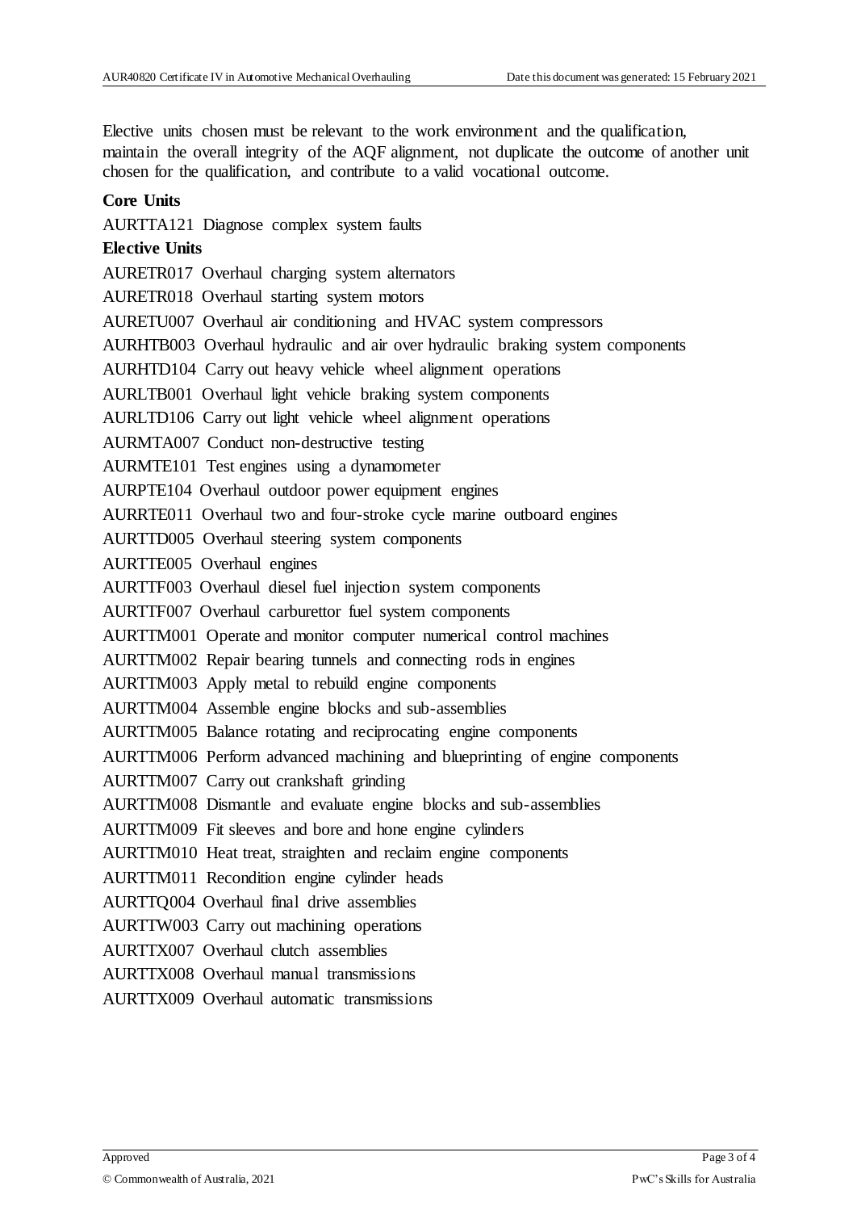Elective units chosen must be relevant to the work environment and the qualification, maintain the overall integrity of the AQF alignment, not duplicate the outcome of another unit chosen for the qualification, and contribute to a valid vocational outcome.

**Core Units**

AURTTA121 Diagnose complex system faults

**Elective Units**

AURETR017 Overhaul charging system alternators

AURETR018 Overhaul starting system motors

AURETU007 Overhaul air conditioning and HVAC system compressors

AURHTB003 Overhaul hydraulic and air over hydraulic braking system components

AURHTD104 Carry out heavy vehicle wheel alignment operations

AURLTB001 Overhaul light vehicle braking system components

AURLTD106 Carry out light vehicle wheel alignment operations

AURMTA007 Conduct non-destructive testing

AURMTE101 Test engines using a dynamometer

AURPTE104 Overhaul outdoor power equipment engines

AURRTE011 Overhaul two and four-stroke cycle marine outboard engines

AURTTD005 Overhaul steering system components

AURTTE005 Overhaul engines

AURTTF003 Overhaul diesel fuel injection system components

AURTTF007 Overhaul carburettor fuel system components

AURTTM001 Operate and monitor computer numerical control machines

AURTTM002 Repair bearing tunnels and connecting rods in engines

AURTTM003 Apply metal to rebuild engine components

AURTTM004 Assemble engine blocks and sub-assemblies

AURTTM005 Balance rotating and reciprocating engine components

AURTTM006 Perform advanced machining and blueprinting of engine components

AURTTM007 Carry out crankshaft grinding

AURTTM008 Dismantle and evaluate engine blocks and sub-assemblies

AURTTM009 Fit sleeves and bore and hone engine cylinders

AURTTM010 Heat treat, straighten and reclaim engine components

AURTTM011 Recondition engine cylinder heads

AURTTQ004 Overhaul final drive assemblies

AURTTW003 Carry out machining operations

AURTTX007 Overhaul clutch assemblies

AURTTX008 Overhaul manual transmissions

AURTTX009 Overhaul automatic transmissions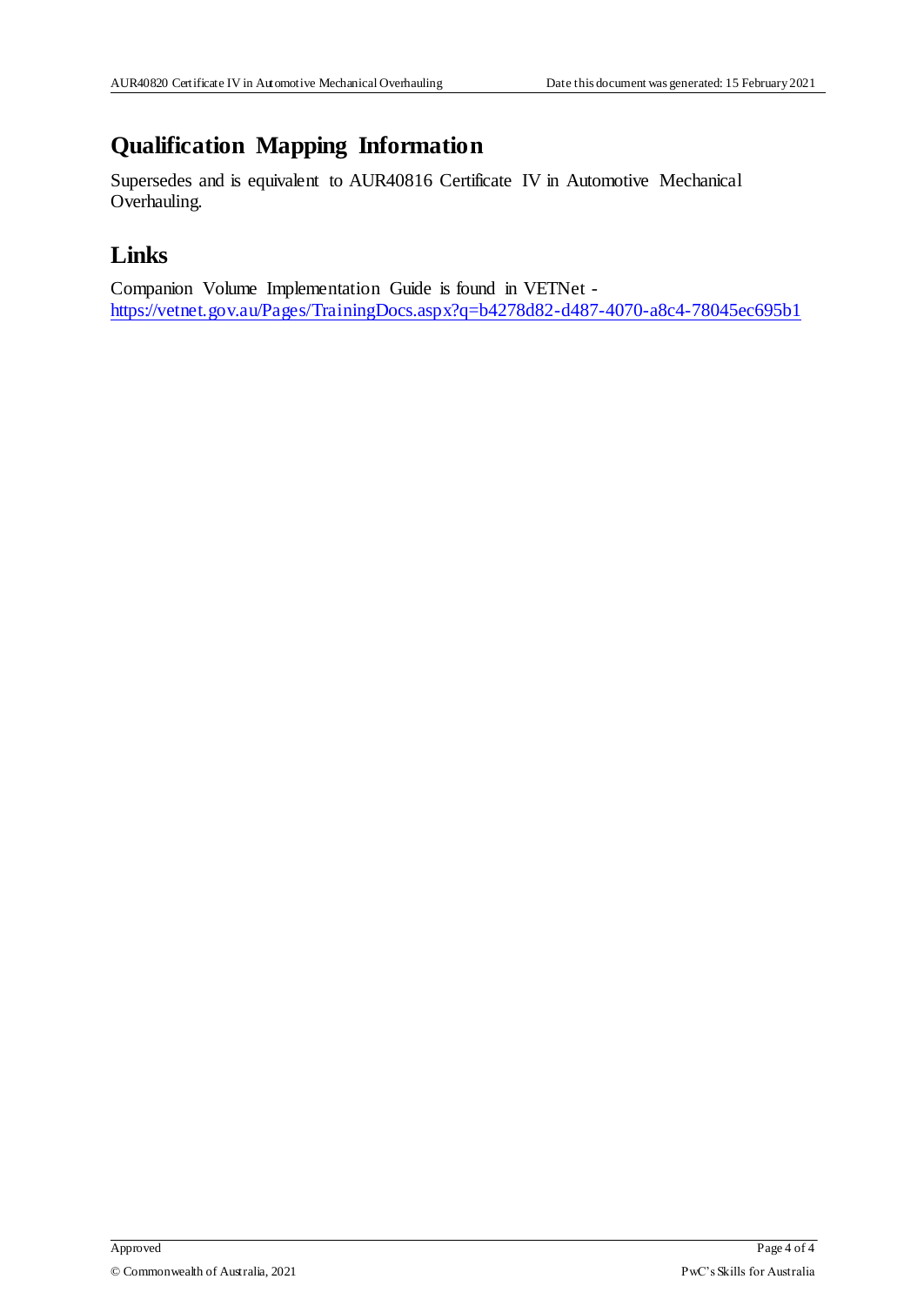## Qualification Mapping Information

Supersedes and is equivalent to AUR40816 Certificate IV in Automotive Mechanical Overhauling.

## Links

Companion Volume Implementation Guide is found in VETNet - https://vetnet.gov.au/Pages/TrainingDocs.aspx?q=b4278d82-d487-4070-a8c4-78045ec695b1